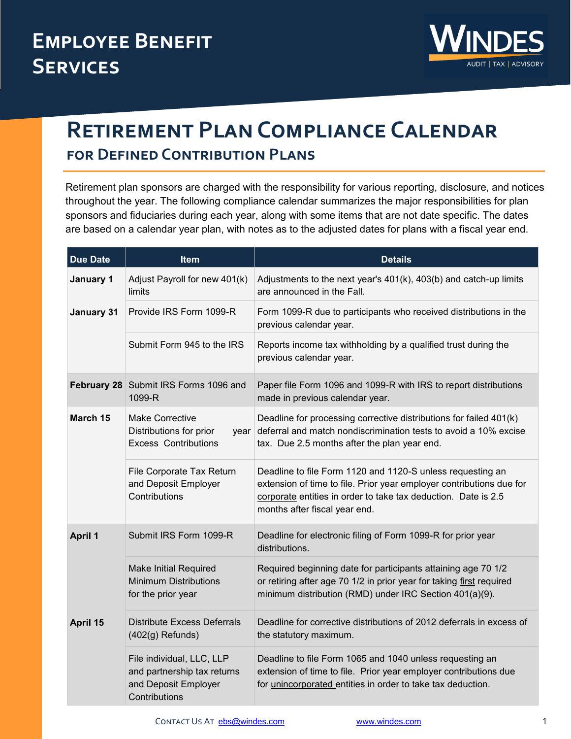# Employee Benefit Services

WINDES
AUDIT | TAX | ADVISORY

# Retirement Plan Compliance Calendar

## for Defined Contribution Plans

Retirement plan sponsors are charged with the responsibility for various reporting, disclosure, and notices throughout the year. The following compliance calendar summarizes the major responsibilities for plan sponsors and fiduciaries during each year, along with some items that are not date specific. The dates are based on a calendar year plan, with notes as to the adjusted dates for plans with a fiscal year end.

| Due Date | Item | Details |
|---|---|---|
| **January 1** | Adjust Payroll for new 401(k) limits | Adjustments to the next year's 401(k), 403(b) and catch-up limits are announced in the Fall. |
| **January 31** | Provide IRS Form 1099-R | Form 1099-R due to participants who received distributions in the previous calendar year. |
| | Submit Form 945 to the IRS | Reports income tax withholding by a qualified trust during the previous calendar year. |
| **February 28** | Submit IRS Forms 1096 and 1099-R | Paper file Form 1096 and 1099-R with IRS to report distributions made in previous calendar year. |
| **March 15** | Make Corrective Distributions for prior year Excess Contributions | Deadline for processing corrective distributions for failed 401(k) deferral and match nondiscrimination tests to avoid a 10% excise tax. Due 2.5 months after the plan year end. |
| | File Corporate Tax Return and Deposit Employer Contributions | Deadline to file Form 1120 and 1120-S unless requesting an extension of time to file. Prior year employer contributions due for corporate entities in order to take tax deduction. Date is 2.5 months after fiscal year end. |
| **April 1** | Submit IRS Form 1099-R | Deadline for electronic filing of Form 1099-R for prior year distributions. |
| | Make Initial Required Minimum Distributions for the prior year | Required beginning date for participants attaining age 70 1/2 or retiring after age 70 1/2 in prior year for taking first required minimum distribution (RMD) under IRC Section 401(a)(9). |
| **April 15** | Distribute Excess Deferrals (402(g) Refunds) | Deadline for corrective distributions of 2012 deferrals in excess of the statutory maximum. |
| | File individual, LLC, LLP and partnership tax returns and Deposit Employer Contributions | Deadline to file Form 1065 and 1040 unless requesting an extension of time to file. Prior year employer contributions due for unincorporated entities in order to take tax deduction. |

Contact Us At ebs@windes.com www.windes.com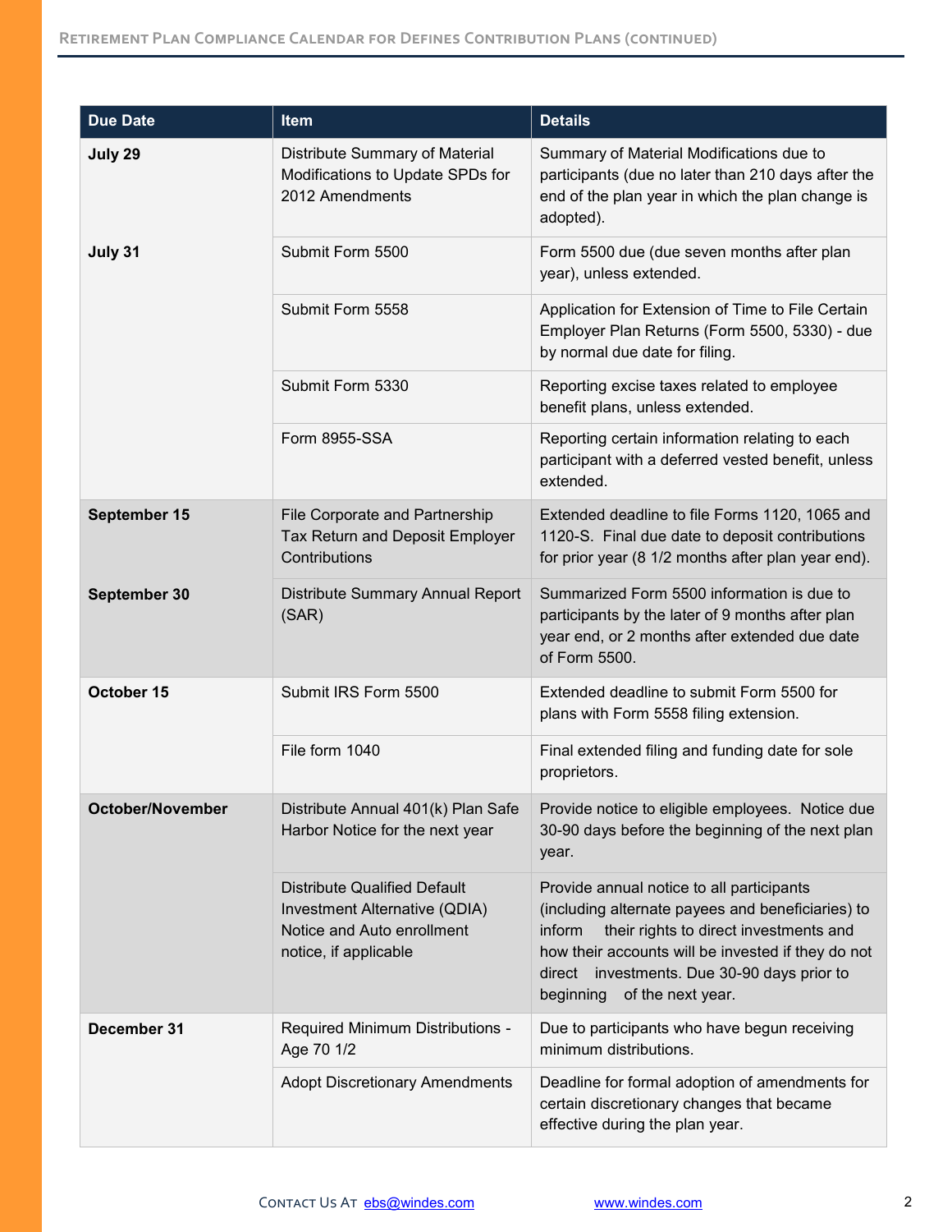| Due Date | Item | Details |
|---|---|---|
| **July 29** | Distribute Summary of Material Modifications to Update SPDs for 2012 Amendments | Summary of Material Modifications due to participants (due no later than 210 days after the end of the plan year in which the plan change is adopted). |
| **July 31** | Submit Form 5500 | Form 5500 due (due seven months after plan year), unless extended. |
| | Submit Form 5558 | Application for Extension of Time to File Certain Employer Plan Returns (Form 5500, 5330) - due by normal due date for filing. |
| | Submit Form 5330 | Reporting excise taxes related to employee benefit plans, unless extended. |
| | Form 8955-SSA | Reporting certain information relating to each participant with a deferred vested benefit, unless extended. |
| **September 15** | File Corporate and Partnership Tax Return and Deposit Employer Contributions | Extended deadline to file Forms 1120, 1065 and 1120-S. Final due date to deposit contributions for prior year (8 1/2 months after plan year end). |
| **September 30** | Distribute Summary Annual Report (SAR) | Summarized Form 5500 information is due to participants by the later of 9 months after plan year end, or 2 months after extended due date of Form 5500. |
| **October 15** | Submit IRS Form 5500 | Extended deadline to submit Form 5500 for plans with Form 5558 filing extension. |
| | File form 1040 | Final extended filing and funding date for sole proprietors. |
| **October/November** | Distribute Annual 401(k) Plan Safe Harbor Notice for the next year | Provide notice to eligible employees. Notice due 30-90 days before the beginning of the next plan year. |
| | Distribute Qualified Default Investment Alternative (QDIA) Notice and Auto enrollment notice, if applicable | Provide annual notice to all participants (including alternate payees and beneficiaries) to inform their rights to direct investments and how their accounts will be invested if they do not direct investments. Due 30-90 days prior to beginning of the next year. |
| **December 31** | Required Minimum Distributions - Age 70 1/2 | Due to participants who have begun receiving minimum distributions. |
| | Adopt Discretionary Amendments | Deadline for formal adoption of amendments for certain discretionary changes that became effective during the plan year. |

Contact Us At ebs@windes.com www.windes.com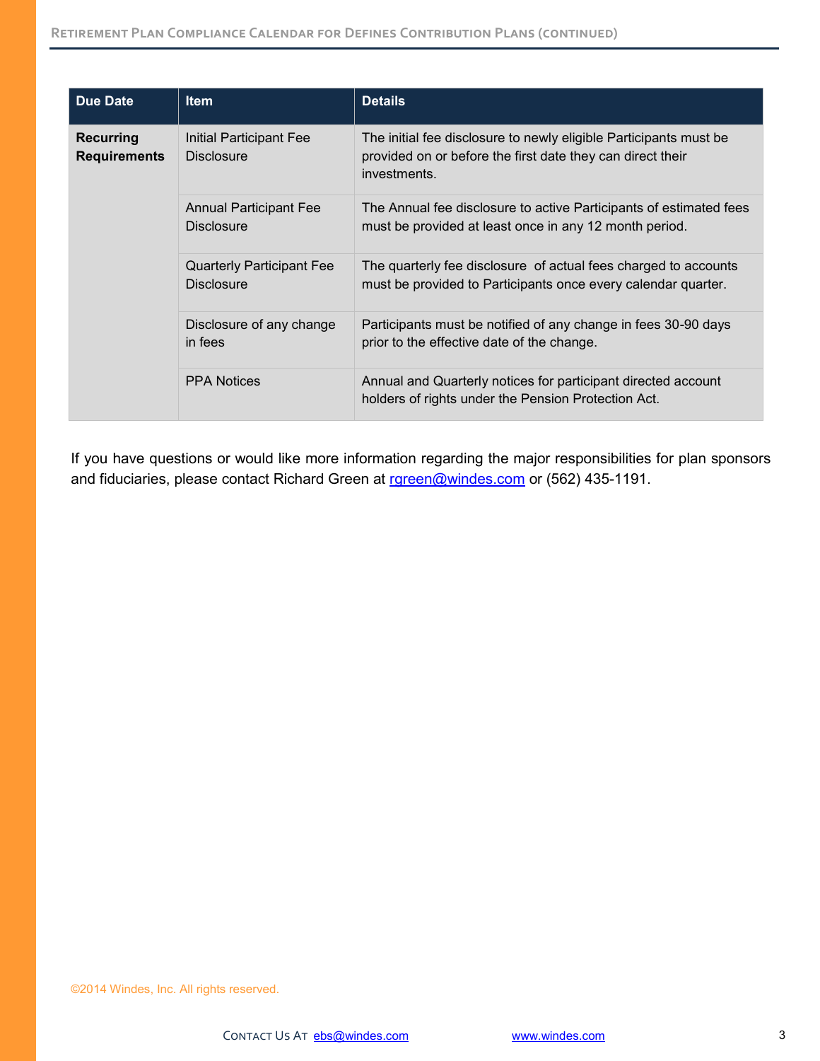| Due Date | Item | Details |
|---|---|---|
| **Recurring Requirements** | Initial Participant Fee Disclosure | The initial fee disclosure to newly eligible Participants must be provided on or before the first date they can direct their investments. |
| | Annual Participant Fee Disclosure | The Annual fee disclosure to active Participants of estimated fees must be provided at least once in any 12 month period. |
| | Quarterly Participant Fee Disclosure | The quarterly fee disclosure of actual fees charged to accounts must be provided to Participants once every calendar quarter. |
| | Disclosure of any change in fees | Participants must be notified of any change in fees 30-90 days prior to the effective date of the change. |
| | PPA Notices | Annual and Quarterly notices for participant directed account holders of rights under the Pension Protection Act. |

If you have questions or would like more information regarding the major responsibilities for plan sponsors and fiduciaries, please contact Richard Green at rgreen@windes.com or (562) 435-1191.

©2014 Windes, Inc. All rights reserved.

Contact Us At ebs@windes.com www.windes.com